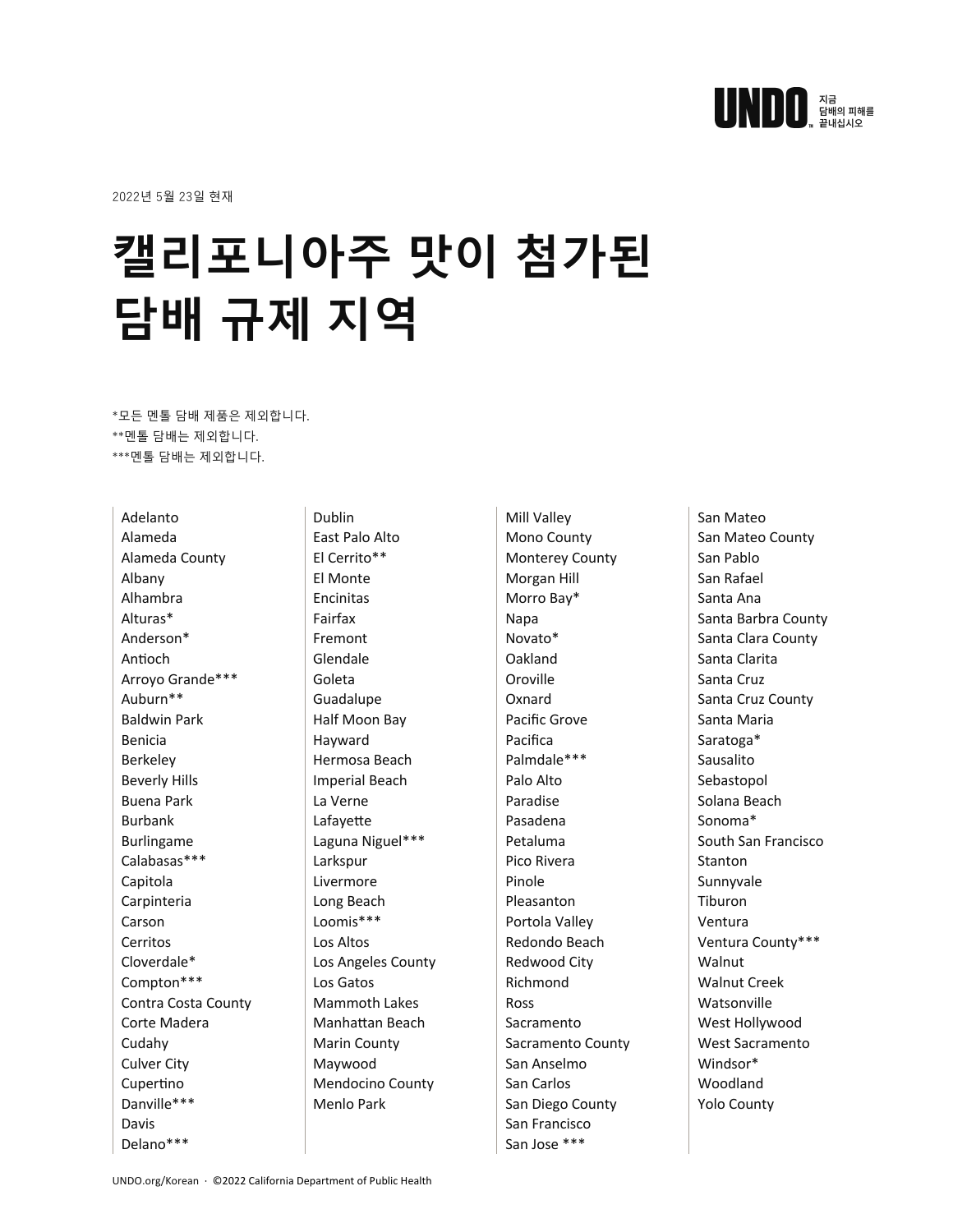2022년 5월 23일 현재

# 캘리포니아주 맛이 첨가된 담배 규제 지역

*모든 멘톨 담배 제품은 제외합니다.
**멘톨 담배는 제외합니다.
***멘톨 담배는 제외합니다.

Adelanto
Alameda
Alameda County
Albany
Alhambra
Alturas*
Anderson*
Antioch
Arroyo Grande***
Auburn**
Baldwin Park
Benicia
Berkeley
Beverly Hills
Buena Park
Burbank
Burlingame
Calabasas***
Capitola
Carpinteria
Carson
Cerritos
Cloverdale*
Compton***
Contra Costa County
Corte Madera
Cudahy
Culver City
Cupertino
Danville***
Davis
Delano***
Dublin
East Palo Alto
El Cerrito**
El Monte
Encinitas
Fairfax
Fremont
Glendale
Goleta
Guadalupe
Half Moon Bay
Hayward
Hermosa Beach
Imperial Beach
La Verne
Lafayette
Laguna Niguel***
Larkspur
Livermore
Long Beach
Loomis***
Los Altos
Los Angeles County
Los Gatos
Mammoth Lakes
Manhattan Beach
Marin County
Maywood
Mendocino County
Menlo Park
Mill Valley
Mono County
Monterey County
Morgan Hill
Morro Bay*
Napa
Novato*
Oakland
Oroville
Oxnard
Pacific Grove
Pacifica
Palmdale***
Palo Alto
Paradise
Pasadena
Petaluma
Pico Rivera
Pinole
Pleasanton
Portola Valley
Redondo Beach
Redwood City
Richmond
Ross
Sacramento
Sacramento County
San Anselmo
San Carlos
San Diego County
San Francisco
San Jose ***
San Mateo
San Mateo County
San Pablo
San Rafael
Santa Ana
Santa Barbra County
Santa Clara County
Santa Clarita
Santa Cruz
Santa Cruz County
Santa Maria
Saratoga*
Sausalito
Sebastopol
Solana Beach
Sonoma*
South San Francisco
Stanton
Sunnyvale
Tiburon
Ventura
Ventura County***
Walnut
Walnut Creek
Watsonville
West Hollywood
West Sacramento
Windsor*
Woodland
Yolo County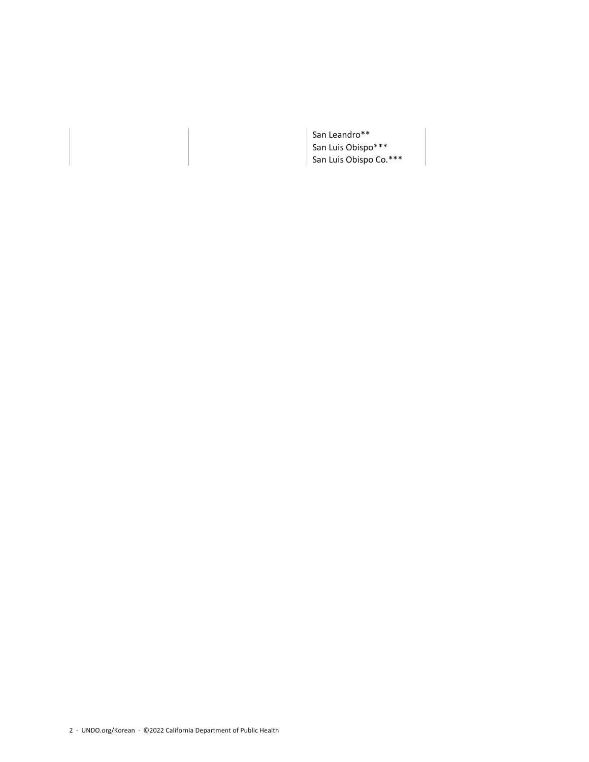San Leandro**
San Luis Obispo***
San Luis Obispo Co.***